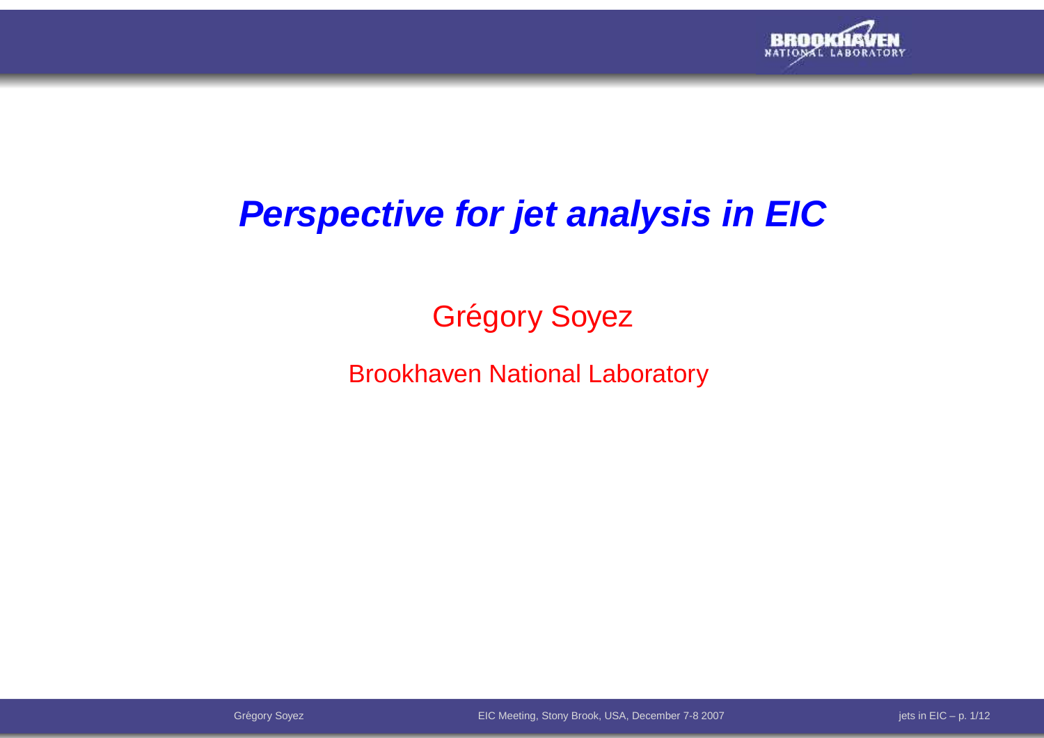# *Perspective for jet analysis in EIC*

Grégory Soyez

Brookhaven National Laboratory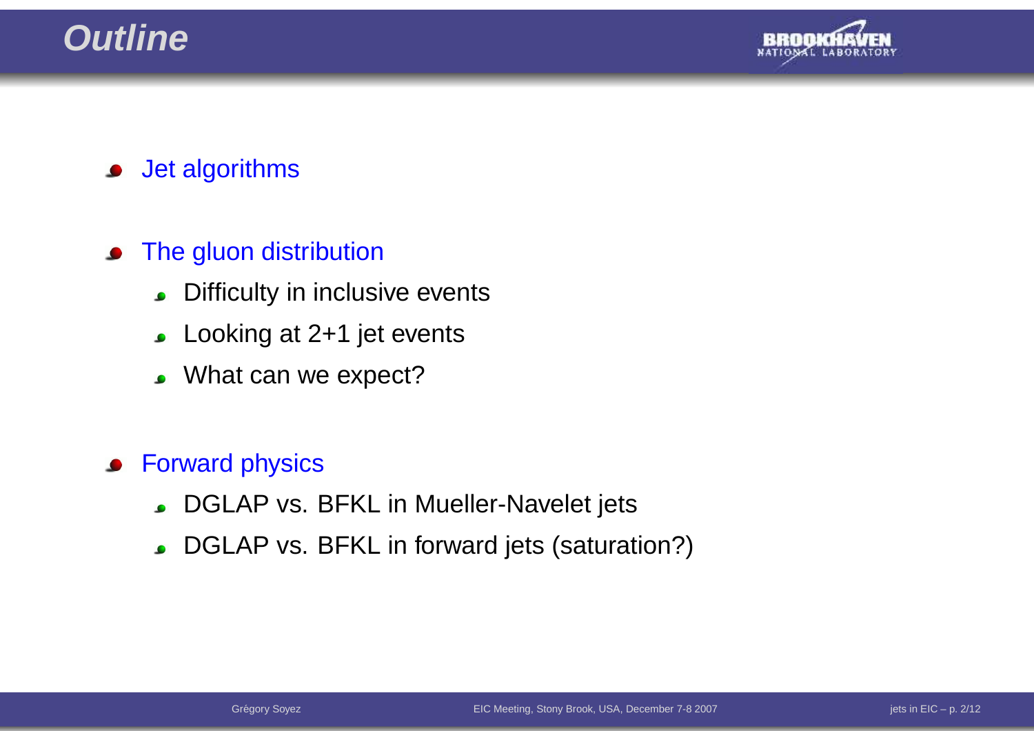# Outline

- Jet algorithms
- The gluon distribution
  - Difficulty in inclusive events
  - Looking at 2+1 jet events
  - What can we expect?
- Forward physics
  - DGLAP vs. BFKL in Mueller-Navelet jets
  - DGLAP vs. BFKL in forward jets (saturation?)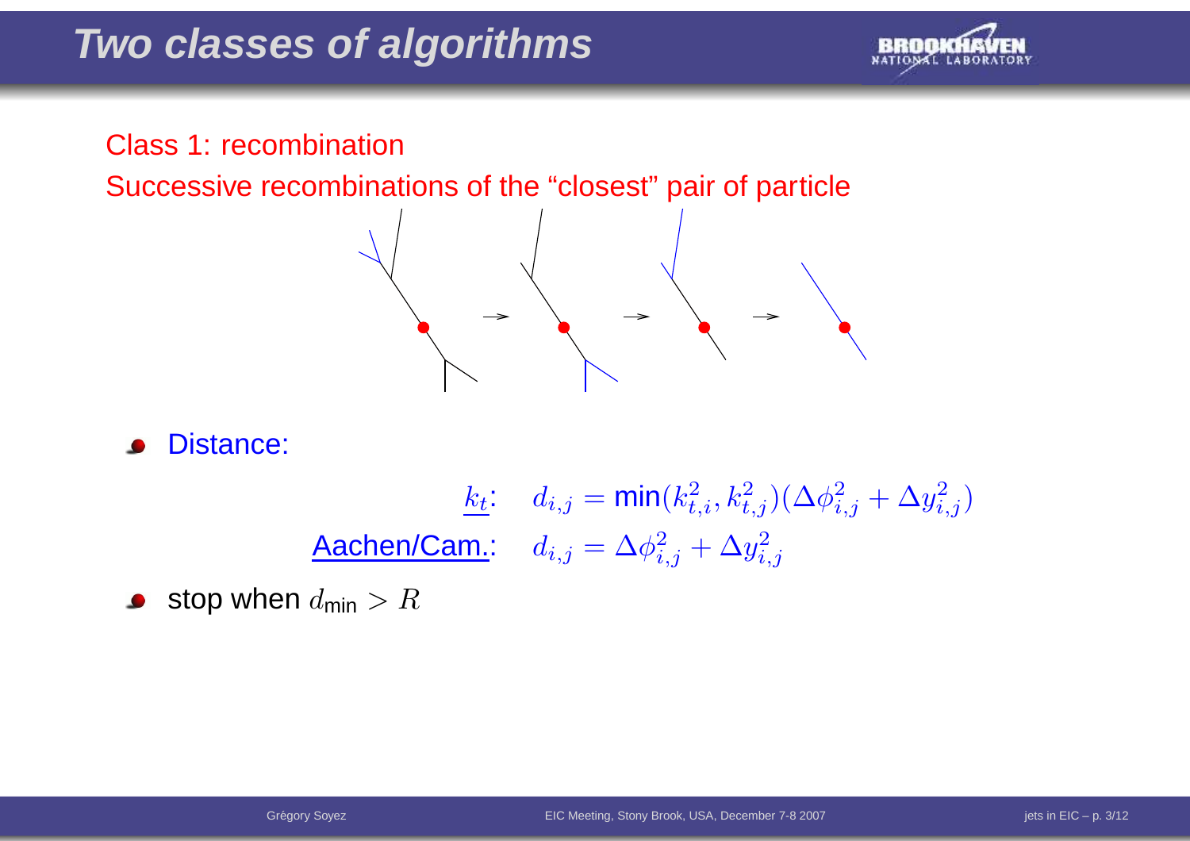# Two classes of algorithms

Class 1: recombination

Successive recombinations of the "closest" pair of particle

- Distance:

$$k_t: \quad d_{i,j} = \min(k_{t,i}^2, k_{t,j}^2)(\Delta\phi_{i,j}^2 + \Delta y_{i,j}^2)$$

$$\text{Aachen/Cam.}: \quad d_{i,j} = \Delta\phi_{i,j}^2 + \Delta y_{i,j}^2$$

- stop when $d_{\min} > R$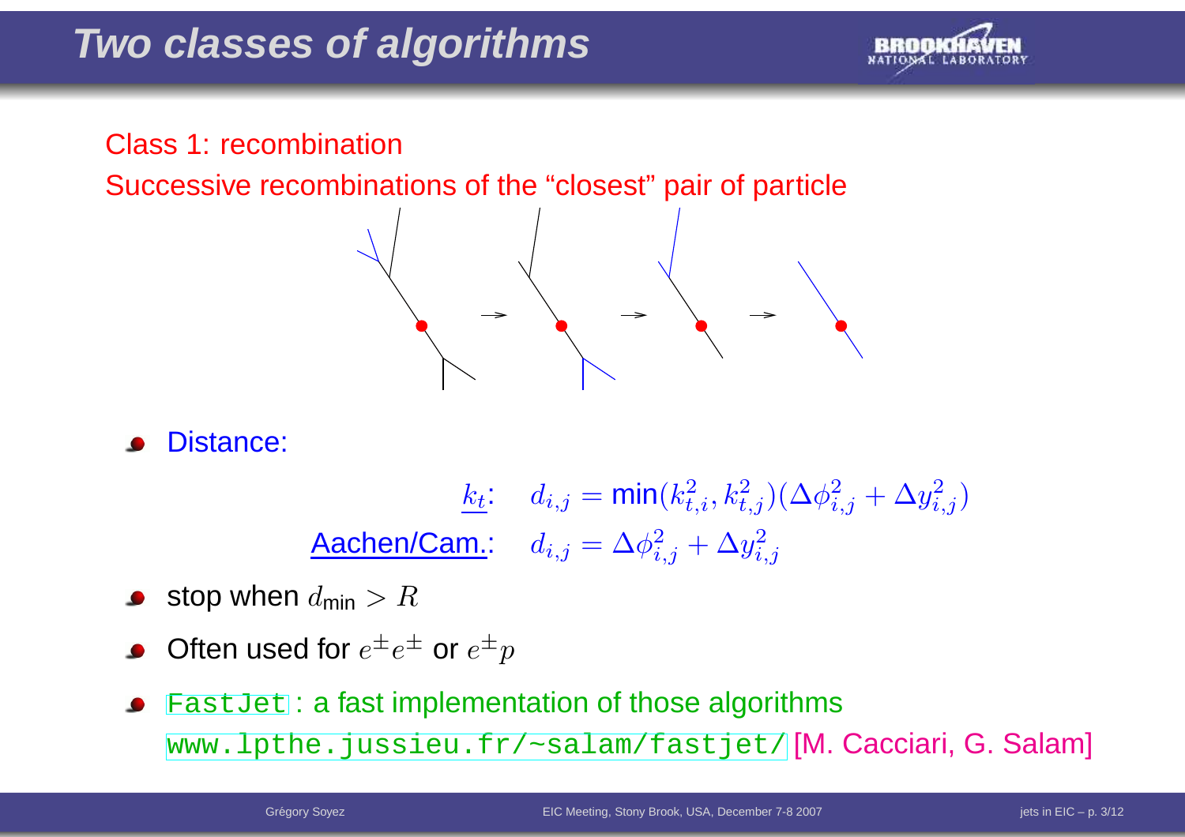# Two classes of algorithms

Class 1: recombination

Successive recombinations of the "closest" pair of particle

- Distance:

$$k_t: \quad d_{i,j} = \min(k_{t,i}^2, k_{t,j}^2)(\Delta\phi_{i,j}^2 + \Delta y_{i,j}^2)$$

$$\text{Aachen/Cam.:} \quad d_{i,j} = \Delta\phi_{i,j}^2 + \Delta y_{i,j}^2$$

- stop when $d_{\text{min}} > R$
- Often used for $e^\pm e^\pm$ or $e^\pm p$
- `FastJet` : a fast implementation of those algorithms
  `www.lpthe.jussieu.fr/~salam/fastjet/` [M. Cacciari, G. Salam]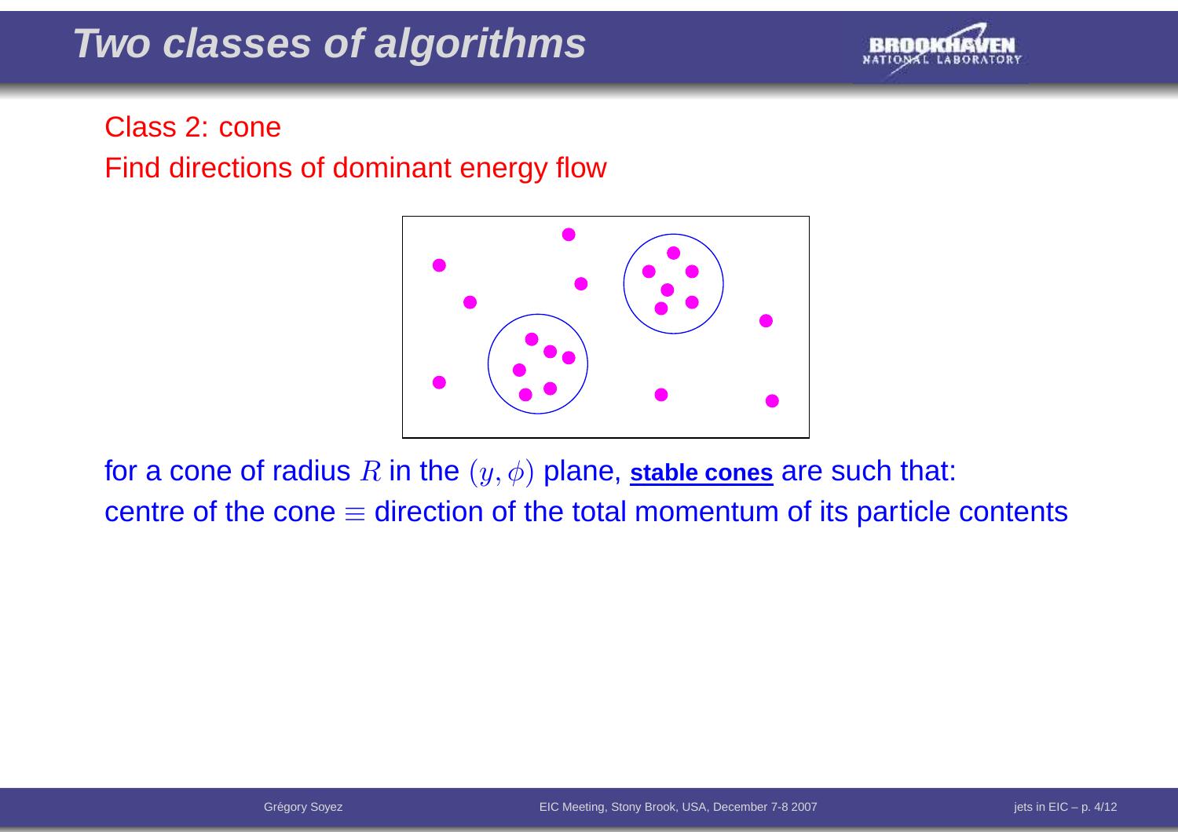# Two classes of algorithms

Class 2: cone

Find directions of dominant energy flow

for a cone of radius $R$ in the $(y, \phi)$ plane, **stable cones** are such that:
centre of the cone $\equiv$ direction of the total momentum of its particle contents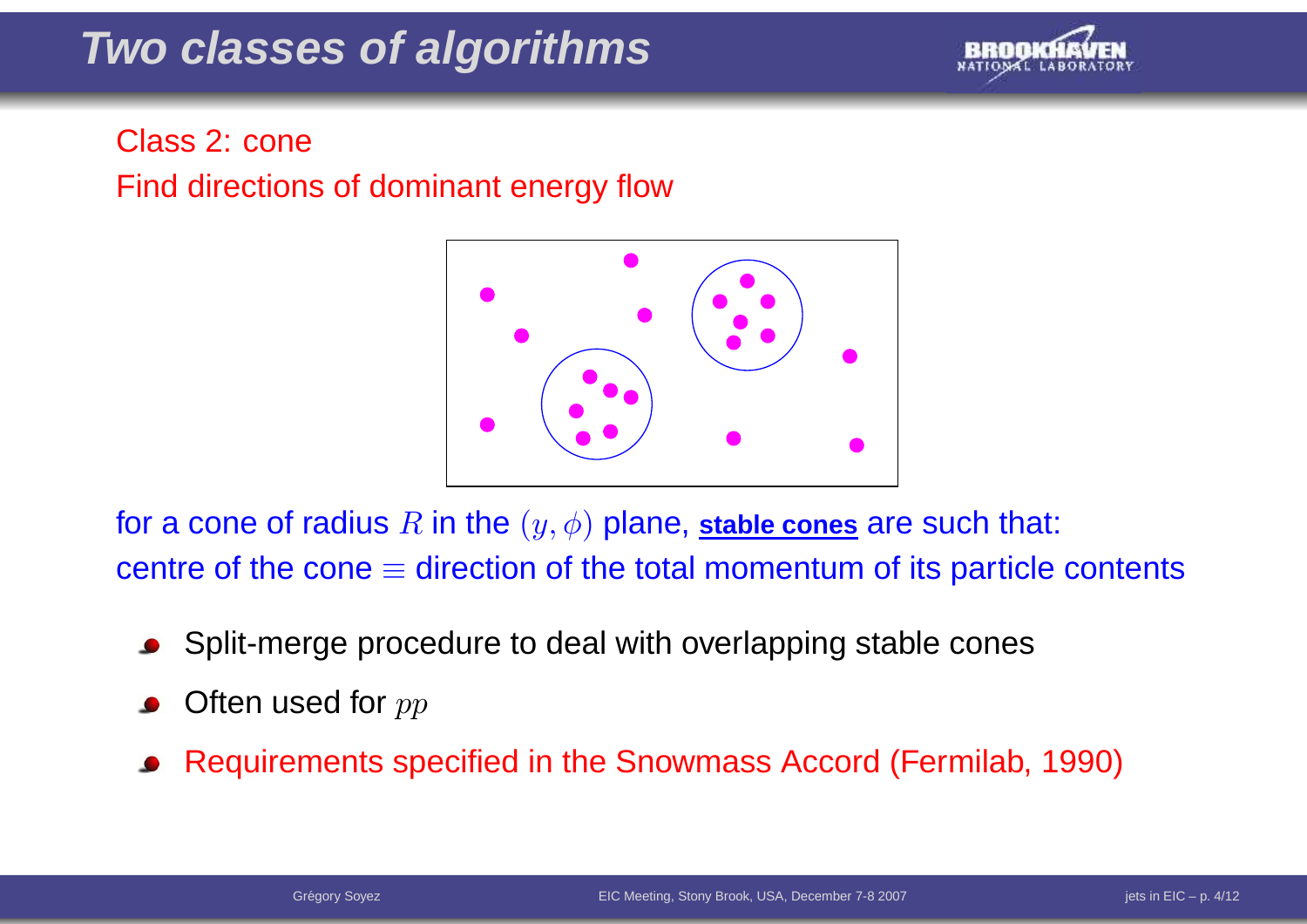# Two classes of algorithms

Class 2: cone

Find directions of dominant energy flow

for a cone of radius $R$ in the $(y, \phi)$ plane, **stable cones** are such that: centre of the cone $\equiv$ direction of the total momentum of its particle contents

- Split-merge procedure to deal with overlapping stable cones
- Often used for $pp$
- Requirements specified in the Snowmass Accord (Fermilab, 1990)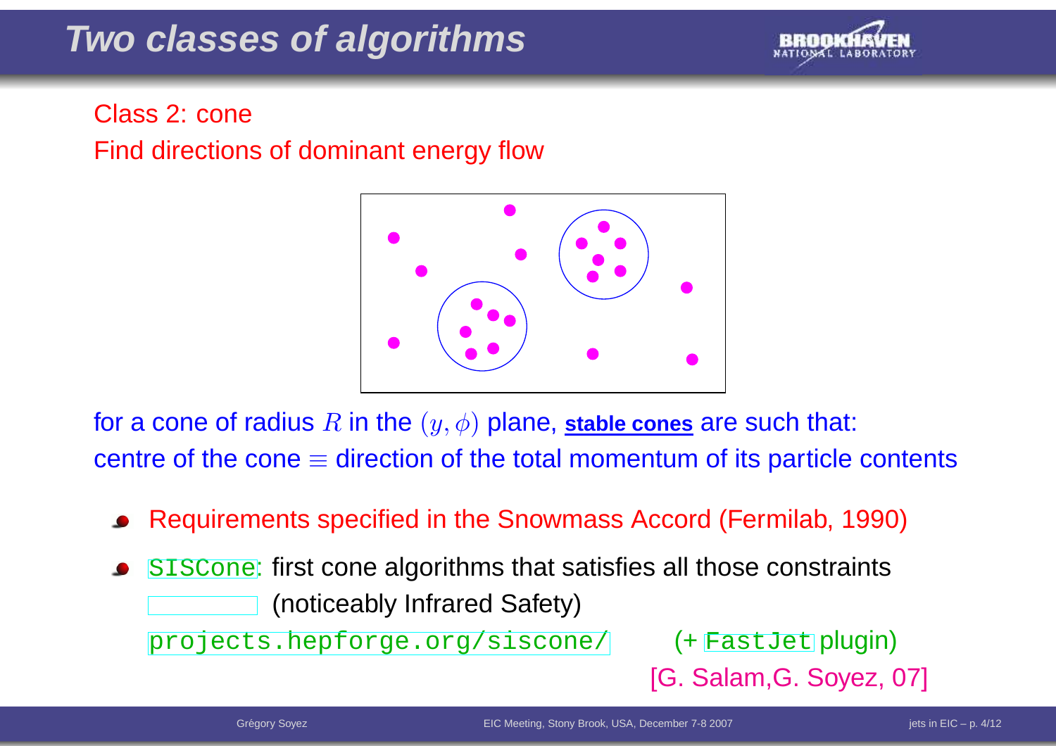# Two classes of algorithms

Class 2: cone

Find directions of dominant energy flow

for a cone of radius $R$ in the $(y, \phi)$ plane, **stable cones** are such that:
centre of the cone $\equiv$ direction of the total momentum of its particle contents

- Requirements specified in the Snowmass Accord (Fermilab, 1990)
- `SISCone`: first cone algorithms that satisfies all those constraints (noticeably Infrared Safety)

  `projects.hepforge.org/siscone/` (+ `FastJet` plugin)

  [G. Salam,G. Soyez, 07]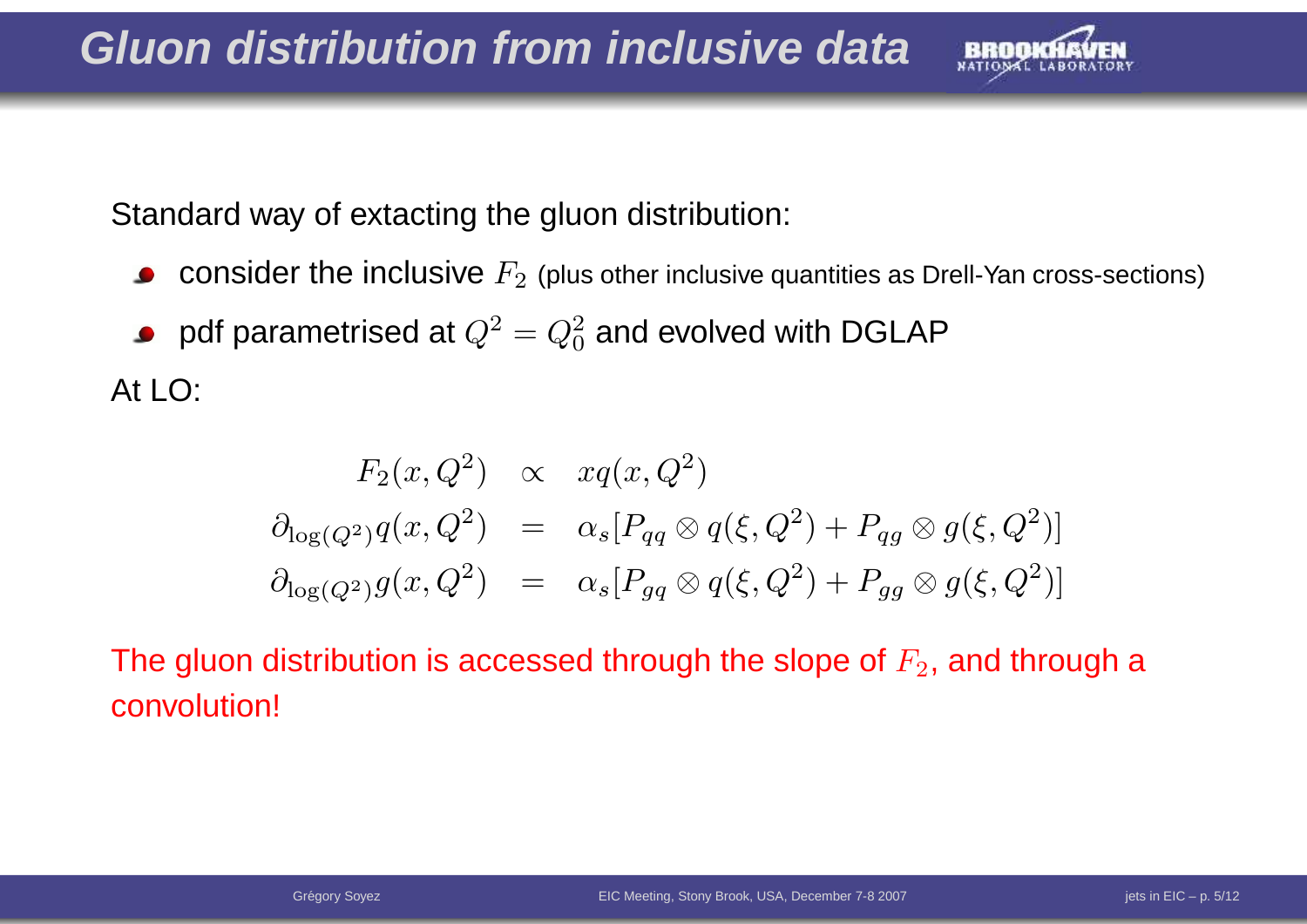# Gluon distribution from inclusive data

Standard way of extacting the gluon distribution:

- consider the inclusive $F_2$ (plus other inclusive quantities as Drell-Yan cross-sections)
- pdf parametrised at $Q^2 = Q_0^2$ and evolved with DGLAP

At LO:

$$
\begin{aligned}
F_2(x,Q^2) &\propto xq(x,Q^2) \\
\partial_{\log(Q^2)} q(x,Q^2) &= \alpha_s [P_{qq} \otimes q(\xi,Q^2) + P_{qg} \otimes g(\xi,Q^2)] \\
\partial_{\log(Q^2)} g(x,Q^2) &= \alpha_s [P_{gq} \otimes q(\xi,Q^2) + P_{gg} \otimes g(\xi,Q^2)]
\end{aligned}
$$

The gluon distribution is accessed through the slope of $F_2$, and through a convolution!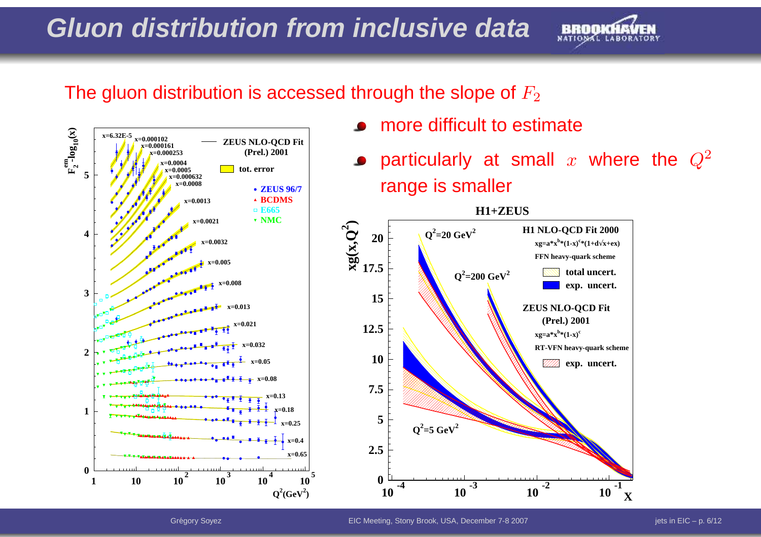# Gluon distribution from inclusive data

The gluon distribution is accessed through the slope of $F_2$

- more difficult to estimate
- particularly at small $x$ where the $Q^2$ range is smaller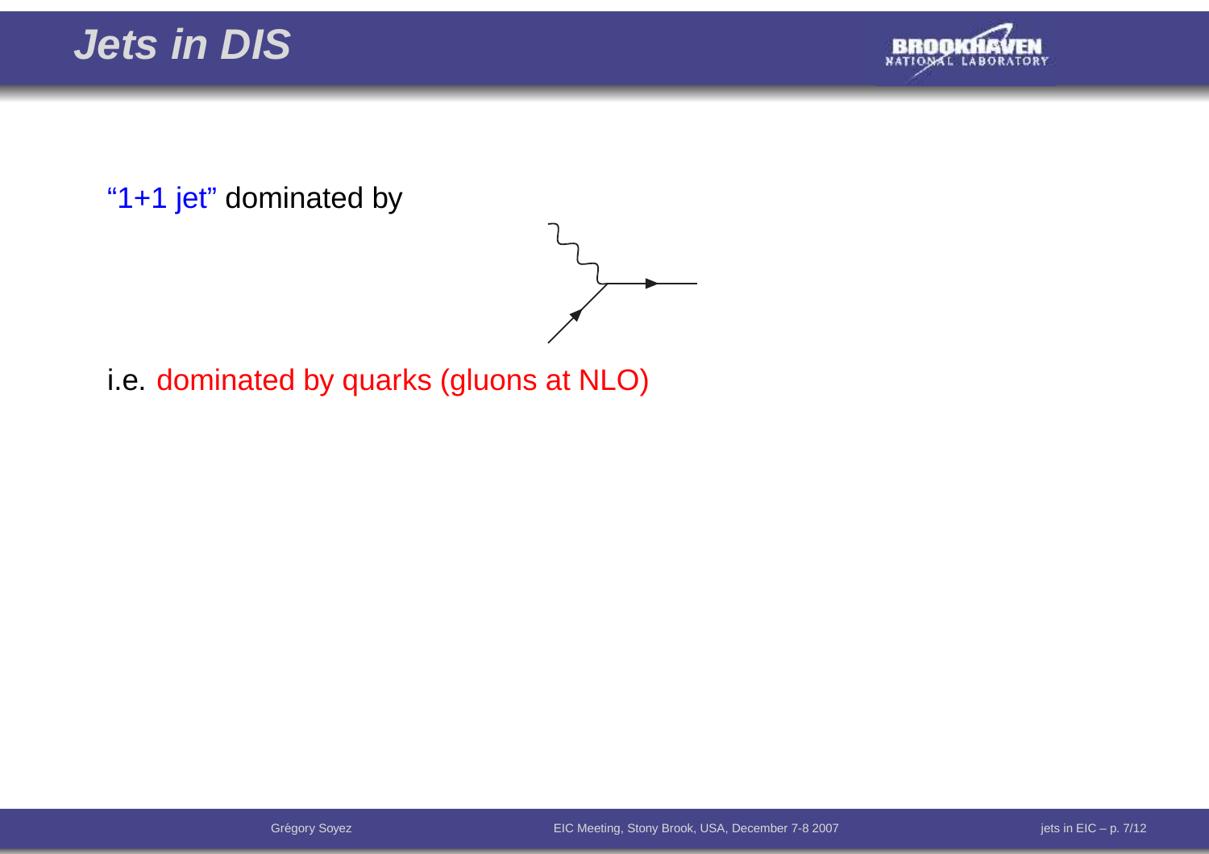# Jets in DIS

"1+1 jet" dominated by

i.e. dominated by quarks (gluons at NLO)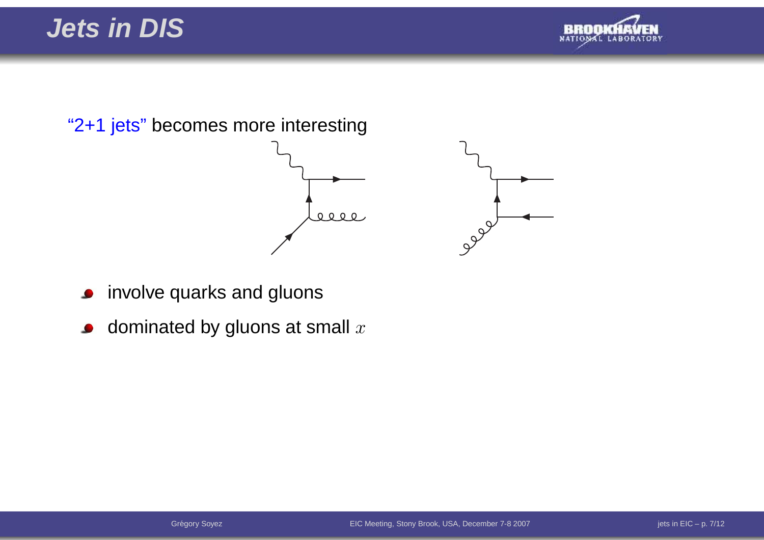# Jets in DIS

"2+1 jets" becomes more interesting

- involve quarks and gluons
- dominated by gluons at small $x$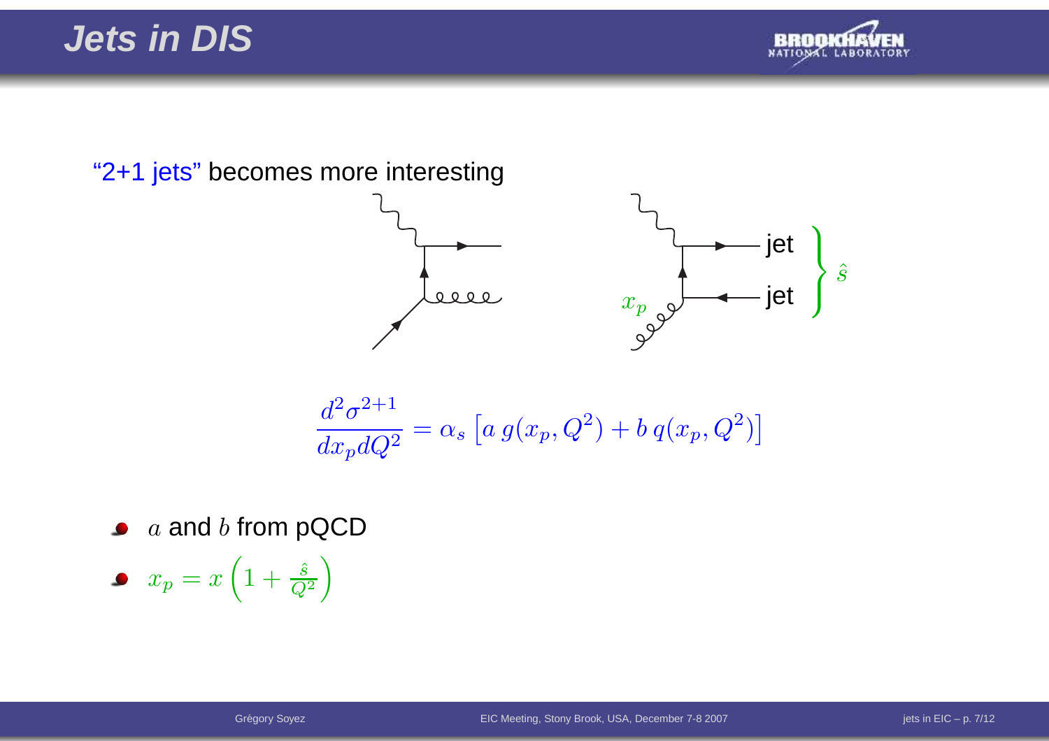# Jets in DIS

"2+1 jets" becomes more interesting

jet

jet

$\hat{s}$

$x_p$

$$\frac{d^2\sigma^{2+1}}{dx_p dQ^2} = \alpha_s \left[ a\, g(x_p, Q^2) + b\, q(x_p, Q^2) \right]$$

- $a$ and $b$ from pQCD
- $x_p = x\left(1 + \frac{\hat{s}}{Q^2}\right)$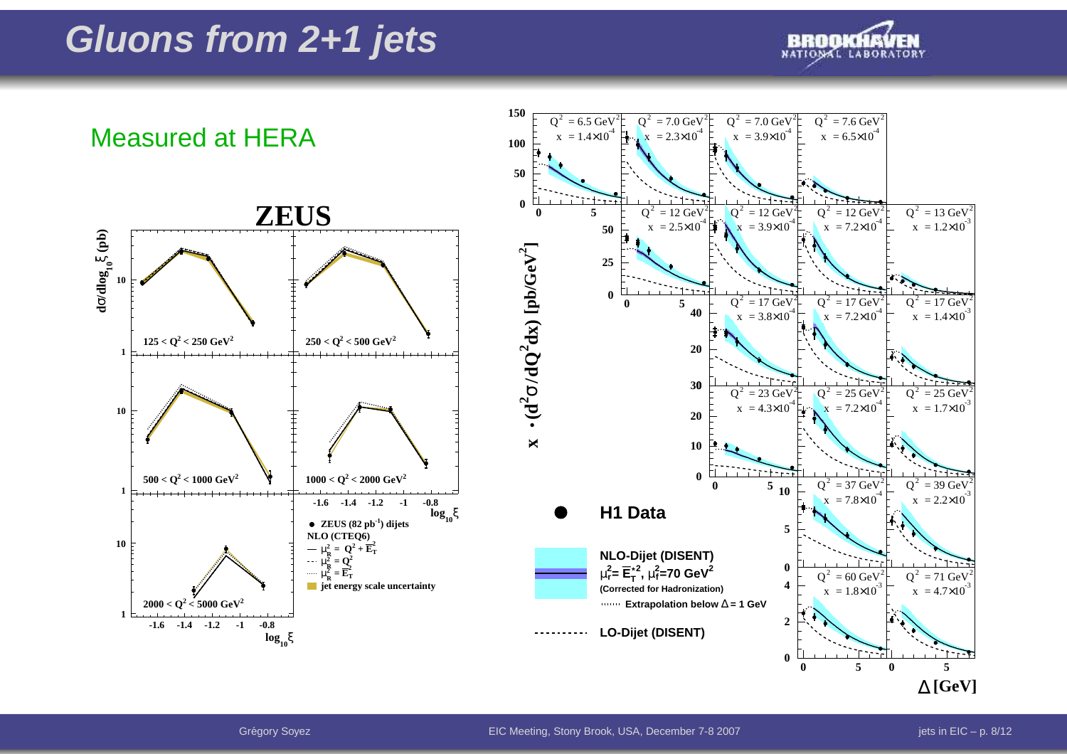# Gluons from 2+1 jets

Measured at HERA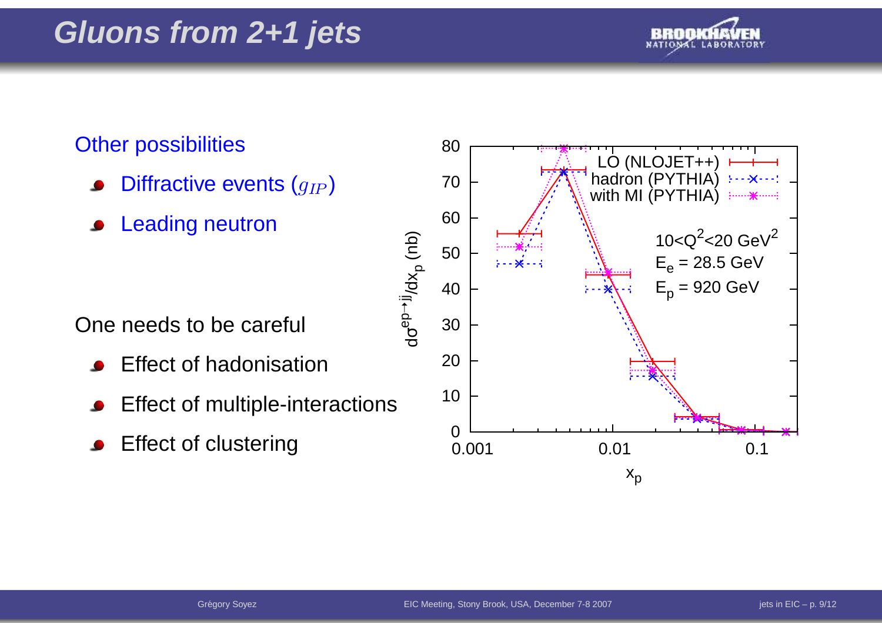# Gluons from 2+1 jets

Other possibilities

- Diffractive events ($g_{IP}$)
- Leading neutron

One needs to be careful

- Effect of hadonisation
- Effect of multiple-interactions
- Effect of clustering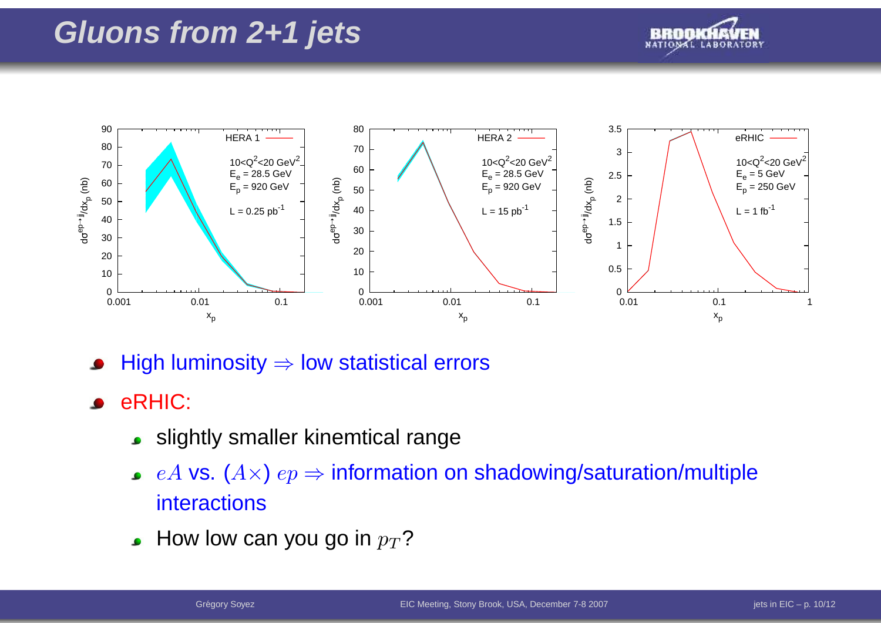# Gluons from 2+1 jets

- High luminosity ⇒ low statistical errors
- eRHIC:
  - slightly smaller kinemtical range
  - $eA$ vs. $(A\times)$ $ep$ ⇒ information on shadowing/saturation/multiple interactions
  - How low can you go in $p_T$?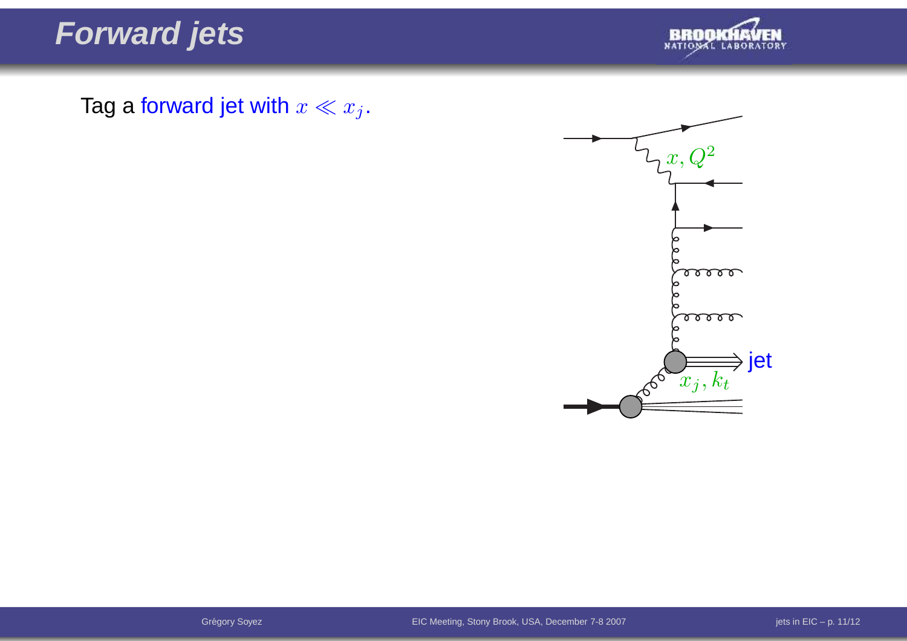# Forward jets

Tag a forward jet with $x \ll x_j$.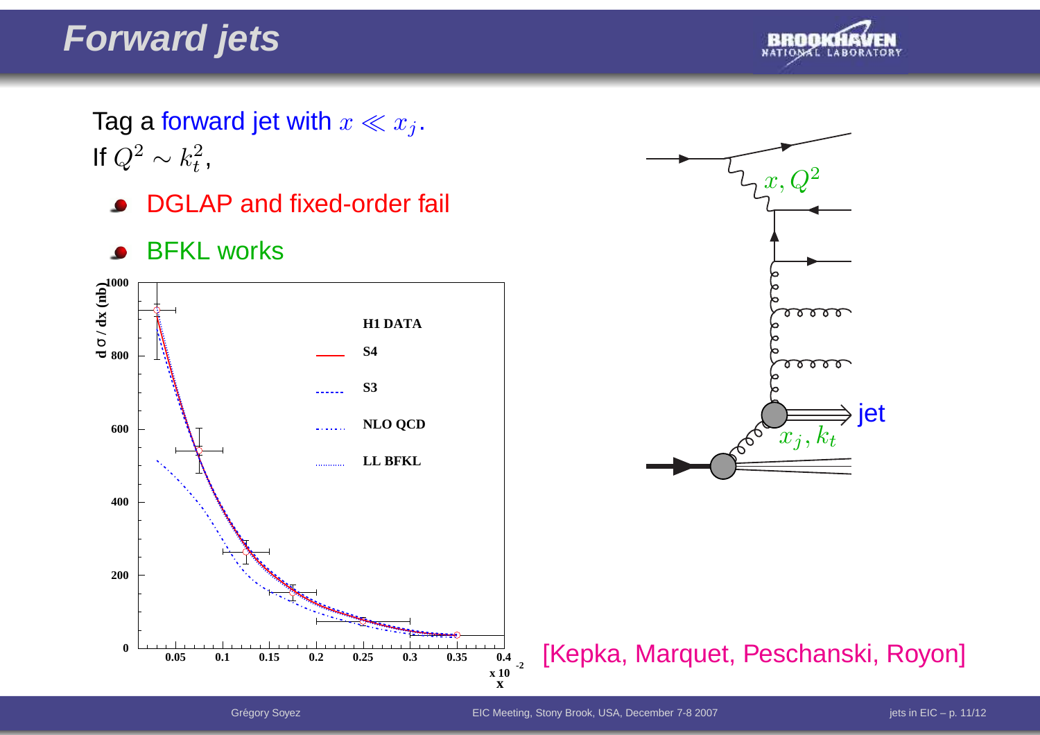# Forward jets

Tag a forward jet with $x \ll x_j$.
If $Q^2 \sim k_t^2$,

- DGLAP and fixed-order fail
- BFKL works

[Kepka, Marquet, Peschanski, Royon]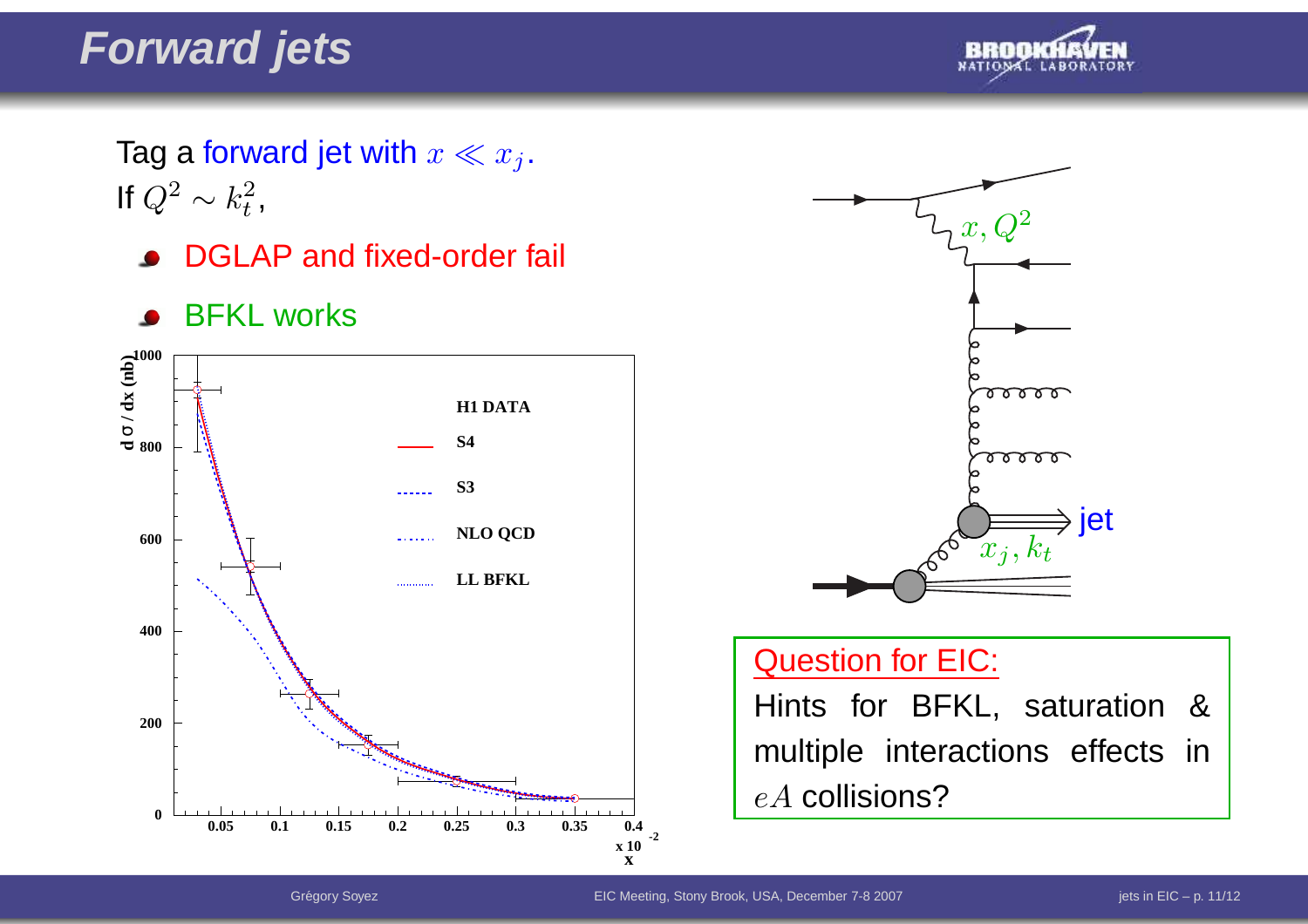# Forward jets

Tag a forward jet with $x \ll x_j$.
If $Q^2 \sim k_t^2$,

- DGLAP and fixed-order fail
- BFKL works

**Question for EIC:**

Hints for BFKL, saturation & multiple interactions effects in $eA$ collisions?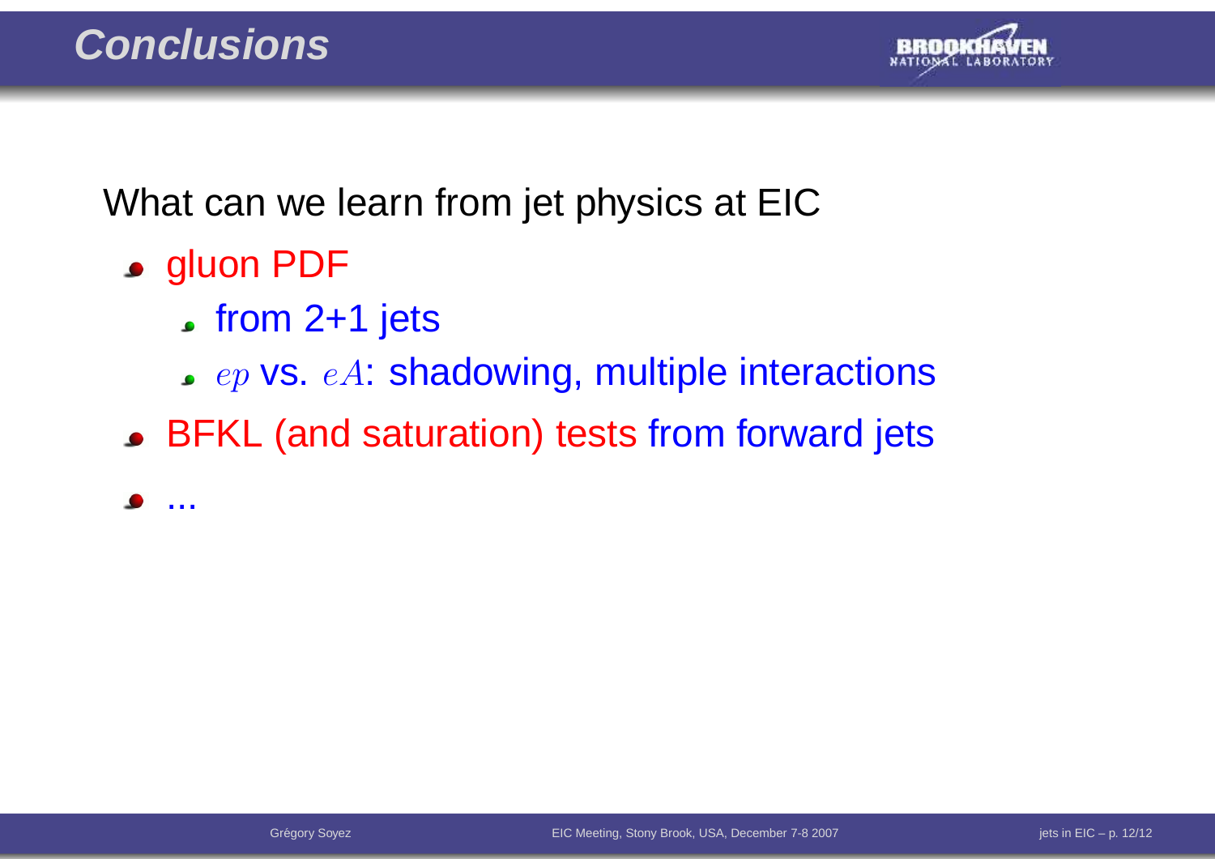# Conclusions

What can we learn from jet physics at EIC

- gluon PDF
  - from 2+1 jets
  - $ep$ vs. $eA$: shadowing, multiple interactions
- BFKL (and saturation) tests from forward jets
- ...